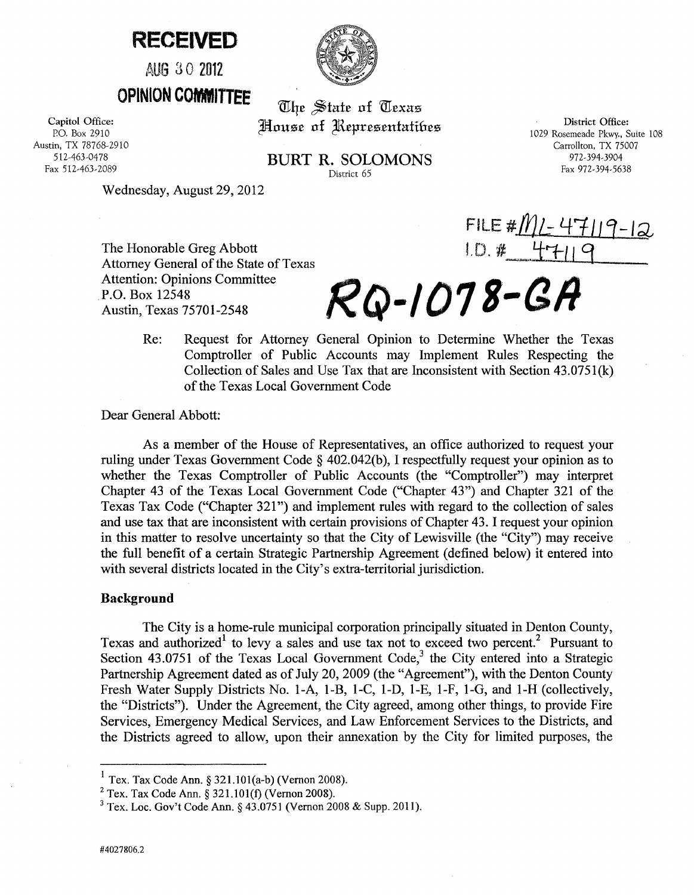**RECEIVED**

**AUG 30 2012**

**OPINION COMMITTEE**

The State of Texas
House of Representatives

**BURT R. SOLOMONS**
District 65

Capitol Office:
P.O. Box 2910
Austin, TX 78768-2910
512-463-0478
Fax 512-463-2089

District Office:
1029 Rosemeade Pkwy., Suite 108
Carrollton, TX 75007
972-394-3904
Fax 972-394-5638

Wednesday, August 29, 2012

FILE # ML-47119-12
I.D. # 47119

**RQ-1078-GA**

The Honorable Greg Abbott
Attorney General of the State of Texas
Attention: Opinions Committee
P.O. Box 12548
Austin, Texas 75701-2548

Re: Request for Attorney General Opinion to Determine Whether the Texas Comptroller of Public Accounts may Implement Rules Respecting the Collection of Sales and Use Tax that are Inconsistent with Section 43.0751(k) of the Texas Local Government Code

Dear General Abbott:

As a member of the House of Representatives, an office authorized to request your ruling under Texas Government Code § 402.042(b), I respectfully request your opinion as to whether the Texas Comptroller of Public Accounts (the "Comptroller") may interpret Chapter 43 of the Texas Local Government Code ("Chapter 43") and Chapter 321 of the Texas Tax Code ("Chapter 321") and implement rules with regard to the collection of sales and use tax that are inconsistent with certain provisions of Chapter 43. I request your opinion in this matter to resolve uncertainty so that the City of Lewisville (the "City") may receive the full benefit of a certain Strategic Partnership Agreement (defined below) it entered into with several districts located in the City's extra-territorial jurisdiction.

## Background

The City is a home-rule municipal corporation principally situated in Denton County, Texas and authorized[1] to levy a sales and use tax not to exceed two percent.[2] Pursuant to Section 43.0751 of the Texas Local Government Code,[3] the City entered into a Strategic Partnership Agreement dated as of July 20, 2009 (the "Agreement"), with the Denton County Fresh Water Supply Districts No. 1-A, 1-B, 1-C, 1-D, 1-E, 1-F, 1-G, and 1-H (collectively, the "Districts"). Under the Agreement, the City agreed, among other things, to provide Fire Services, Emergency Medical Services, and Law Enforcement Services to the Districts, and the Districts agreed to allow, upon their annexation by the City for limited purposes, the

---

[1] Tex. Tax Code Ann. § 321.101(a-b) (Vernon 2008).

[2] Tex. Tax Code Ann. § 321.101(f) (Vernon 2008).

[3] Tex. Loc. Gov't Code Ann. § 43.0751 (Vernon 2008 & Supp. 2011).

#4027806.2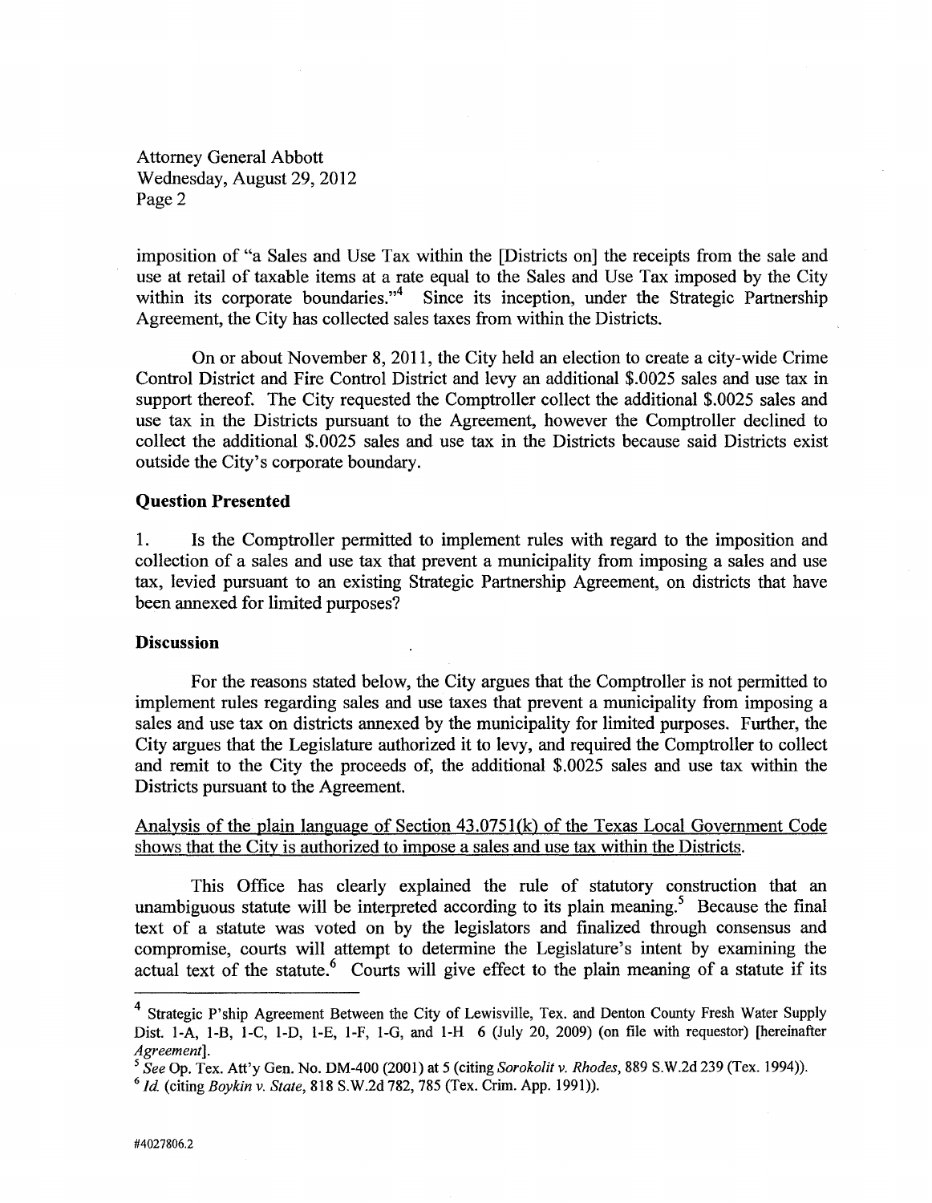imposition of "a Sales and Use Tax within the [Districts on] the receipts from the sale and use at retail of taxable items at a rate equal to the Sales and Use Tax imposed by the City within its corporate boundaries."[4] Since its inception, under the Strategic Partnership Agreement, the City has collected sales taxes from within the Districts.

On or about November 8, 2011, the City held an election to create a city-wide Crime Control District and Fire Control District and levy an additional $.0025 sales and use tax in support thereof. The City requested the Comptroller collect the additional $.0025 sales and use tax in the Districts pursuant to the Agreement, however the Comptroller declined to collect the additional $.0025 sales and use tax in the Districts because said Districts exist outside the City's corporate boundary.

## Question Presented

1. Is the Comptroller permitted to implement rules with regard to the imposition and collection of a sales and use tax that prevent a municipality from imposing a sales and use tax, levied pursuant to an existing Strategic Partnership Agreement, on districts that have been annexed for limited purposes?

## Discussion

For the reasons stated below, the City argues that the Comptroller is not permitted to implement rules regarding sales and use taxes that prevent a municipality from imposing a sales and use tax on districts annexed by the municipality for limited purposes. Further, the City argues that the Legislature authorized it to levy, and required the Comptroller to collect and remit to the City the proceeds of, the additional $.0025 sales and use tax within the Districts pursuant to the Agreement.

<u>Analysis of the plain language of Section 43.0751(k) of the Texas Local Government Code shows that the City is authorized to impose a sales and use tax within the Districts.</u>

This Office has clearly explained the rule of statutory construction that an unambiguous statute will be interpreted according to its plain meaning.[5] Because the final text of a statute was voted on by the legislators and finalized through consensus and compromise, courts will attempt to determine the Legislature's intent by examining the actual text of the statute.[6] Courts will give effect to the plain meaning of a statute if its

---

[4] Strategic P'ship Agreement Between the City of Lewisville, Tex. and Denton County Fresh Water Supply Dist. 1-A, 1-B, 1-C, 1-D, 1-E, 1-F, 1-G, and 1-H 6 (July 20, 2009) (on file with requestor) [hereinafter *Agreement*].

[5] *See* Op. Tex. Att'y Gen. No. DM-400 (2001) at 5 (citing *Sorokolit v. Rhodes*, 889 S.W.2d 239 (Tex. 1994)).

[6] *Id.* (citing *Boykin v. State*, 818 S.W.2d 782, 785 (Tex. Crim. App. 1991)).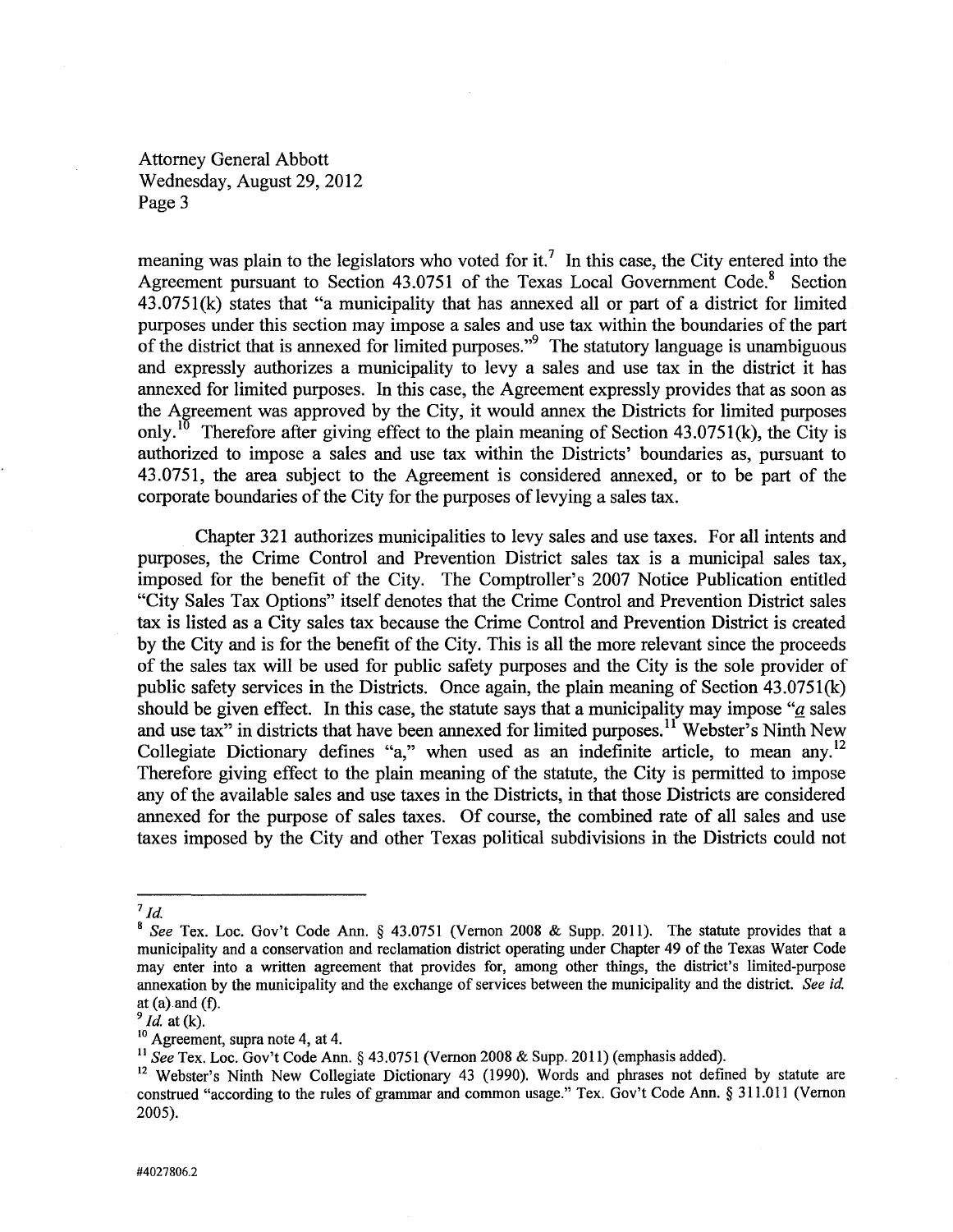meaning was plain to the legislators who voted for it.[7] In this case, the City entered into the Agreement pursuant to Section 43.0751 of the Texas Local Government Code.[8] Section 43.0751(k) states that "a municipality that has annexed all or part of a district for limited purposes under this section may impose a sales and use tax within the boundaries of the part of the district that is annexed for limited purposes."[9] The statutory language is unambiguous and expressly authorizes a municipality to levy a sales and use tax in the district it has annexed for limited purposes. In this case, the Agreement expressly provides that as soon as the Agreement was approved by the City, it would annex the Districts for limited purposes only.[10] Therefore after giving effect to the plain meaning of Section 43.0751(k), the City is authorized to impose a sales and use tax within the Districts' boundaries as, pursuant to 43.0751, the area subject to the Agreement is considered annexed, or to be part of the corporate boundaries of the City for the purposes of levying a sales tax.

Chapter 321 authorizes municipalities to levy sales and use taxes. For all intents and purposes, the Crime Control and Prevention District sales tax is a municipal sales tax, imposed for the benefit of the City. The Comptroller's 2007 Notice Publication entitled "City Sales Tax Options" itself denotes that the Crime Control and Prevention District sales tax is listed as a City sales tax because the Crime Control and Prevention District is created by the City and is for the benefit of the City. This is all the more relevant since the proceeds of the sales tax will be used for public safety purposes and the City is the sole provider of public safety services in the Districts. Once again, the plain meaning of Section 43.0751(k) should be given effect. In this case, the statute says that a municipality may impose "*a* sales and use tax" in districts that have been annexed for limited purposes.[11] Webster's Ninth New Collegiate Dictionary defines "a," when used as an indefinite article, to mean any.[12] Therefore giving effect to the plain meaning of the statute, the City is permitted to impose any of the available sales and use taxes in the Districts, in that those Districts are considered annexed for the purpose of sales taxes. Of course, the combined rate of all sales and use taxes imposed by the City and other Texas political subdivisions in the Districts could not

---

[7] *Id.*

[8] *See* Tex. Loc. Gov't Code Ann. § 43.0751 (Vernon 2008 & Supp. 2011). The statute provides that a municipality and a conservation and reclamation district operating under Chapter 49 of the Texas Water Code may enter into a written agreement that provides for, among other things, the district's limited-purpose annexation by the municipality and the exchange of services between the municipality and the district. *See id.* at (a) and (f).

[9] *Id.* at (k).

[10] Agreement, supra note 4, at 4.

[11] *See* Tex. Loc. Gov't Code Ann. § 43.0751 (Vernon 2008 & Supp. 2011) (emphasis added).

[12] Webster's Ninth New Collegiate Dictionary 43 (1990). Words and phrases not defined by statute are construed "according to the rules of grammar and common usage." Tex. Gov't Code Ann. § 311.011 (Vernon 2005).

#4027806.2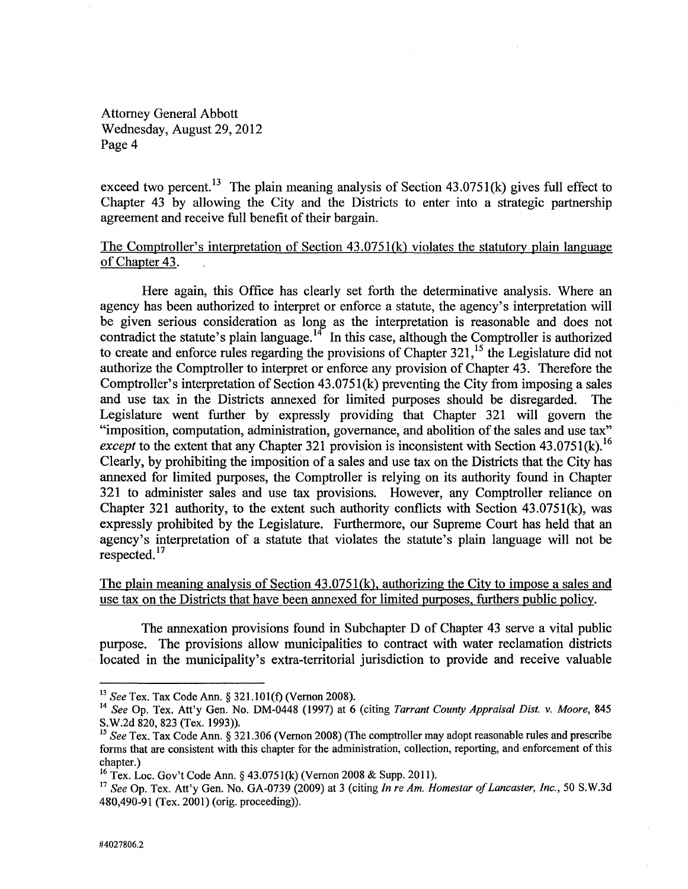exceed two percent.[13] The plain meaning analysis of Section 43.0751(k) gives full effect to Chapter 43 by allowing the City and the Districts to enter into a strategic partnership agreement and receive full benefit of their bargain.

<u>The Comptroller's interpretation of Section 43.0751(k) violates the statutory plain language of Chapter 43.</u>

Here again, this Office has clearly set forth the determinative analysis. Where an agency has been authorized to interpret or enforce a statute, the agency's interpretation will be given serious consideration as long as the interpretation is reasonable and does not contradict the statute's plain language.[14] In this case, although the Comptroller is authorized to create and enforce rules regarding the provisions of Chapter 321,[15] the Legislature did not authorize the Comptroller to interpret or enforce any provision of Chapter 43. Therefore the Comptroller's interpretation of Section 43.0751(k) preventing the City from imposing a sales and use tax in the Districts annexed for limited purposes should be disregarded. The Legislature went further by expressly providing that Chapter 321 will govern the "imposition, computation, administration, governance, and abolition of the sales and use tax" *except* to the extent that any Chapter 321 provision is inconsistent with Section 43.0751(k).[16] Clearly, by prohibiting the imposition of a sales and use tax on the Districts that the City has annexed for limited purposes, the Comptroller is relying on its authority found in Chapter 321 to administer sales and use tax provisions. However, any Comptroller reliance on Chapter 321 authority, to the extent such authority conflicts with Section 43.0751(k), was expressly prohibited by the Legislature. Furthermore, our Supreme Court has held that an agency's interpretation of a statute that violates the statute's plain language will not be respected.[17]

<u>The plain meaning analysis of Section 43.0751(k), authorizing the City to impose a sales and use tax on the Districts that have been annexed for limited purposes, furthers public policy.</u>

The annexation provisions found in Subchapter D of Chapter 43 serve a vital public purpose. The provisions allow municipalities to contract with water reclamation districts located in the municipality's extra-territorial jurisdiction to provide and receive valuable

---

[13] *See* Tex. Tax Code Ann. § 321.101(f) (Vernon 2008).

[14] *See* Op. Tex. Att'y Gen. No. DM-0448 (1997) at 6 (citing *Tarrant County Appraisal Dist. v. Moore*, 845 S.W.2d 820, 823 (Tex. 1993)).

[15] *See* Tex. Tax Code Ann. § 321.306 (Vernon 2008) (The comptroller may adopt reasonable rules and prescribe forms that are consistent with this chapter for the administration, collection, reporting, and enforcement of this chapter.)

[16] Tex. Loc. Gov't Code Ann. § 43.0751(k) (Vernon 2008 & Supp. 2011).

[17] *See* Op. Tex. Att'y Gen. No. GA-0739 (2009) at 3 (citing *In re Am. Homestar of Lancaster, Inc.*, 50 S.W.3d 480,490-91 (Tex. 2001) (orig. proceeding)).

#4027806.2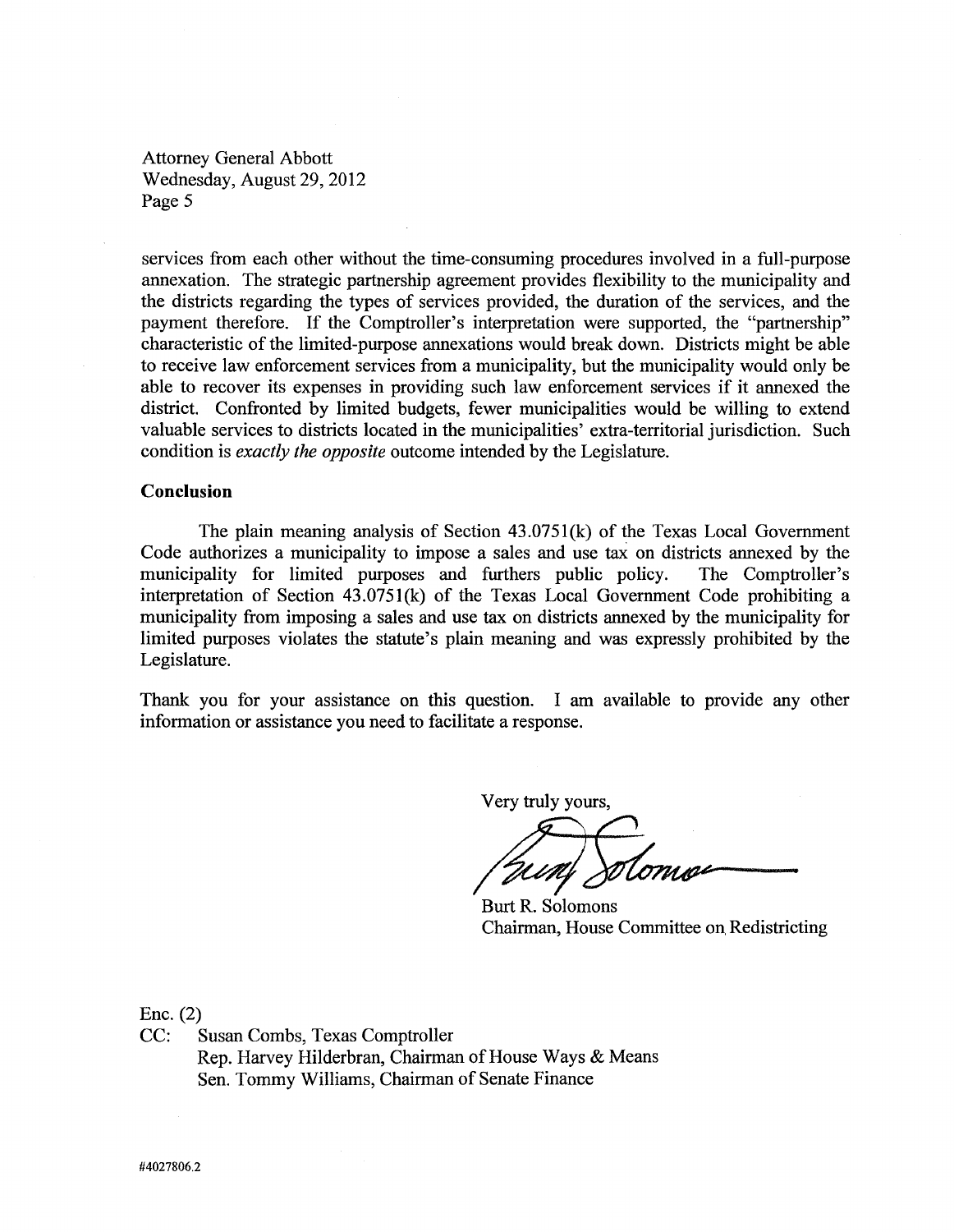services from each other without the time-consuming procedures involved in a full-purpose annexation. The strategic partnership agreement provides flexibility to the municipality and the districts regarding the types of services provided, the duration of the services, and the payment therefore. If the Comptroller's interpretation were supported, the "partnership" characteristic of the limited-purpose annexations would break down. Districts might be able to receive law enforcement services from a municipality, but the municipality would only be able to recover its expenses in providing such law enforcement services if it annexed the district. Confronted by limited budgets, fewer municipalities would be willing to extend valuable services to districts located in the municipalities' extra-territorial jurisdiction. Such condition is *exactly the opposite* outcome intended by the Legislature.

**Conclusion**

The plain meaning analysis of Section 43.0751(k) of the Texas Local Government Code authorizes a municipality to impose a sales and use tax on districts annexed by the municipality for limited purposes and furthers public policy. The Comptroller's interpretation of Section 43.0751(k) of the Texas Local Government Code prohibiting a municipality from imposing a sales and use tax on districts annexed by the municipality for limited purposes violates the statute's plain meaning and was expressly prohibited by the Legislature.

Thank you for your assistance on this question. I am available to provide any other information or assistance you need to facilitate a response.

Very truly yours,

Burt R. Solomons
Chairman, House Committee on Redistricting

Enc. (2)
CC: Susan Combs, Texas Comptroller
Rep. Harvey Hilderbran, Chairman of House Ways & Means
Sen. Tommy Williams, Chairman of Senate Finance

#4027806.2